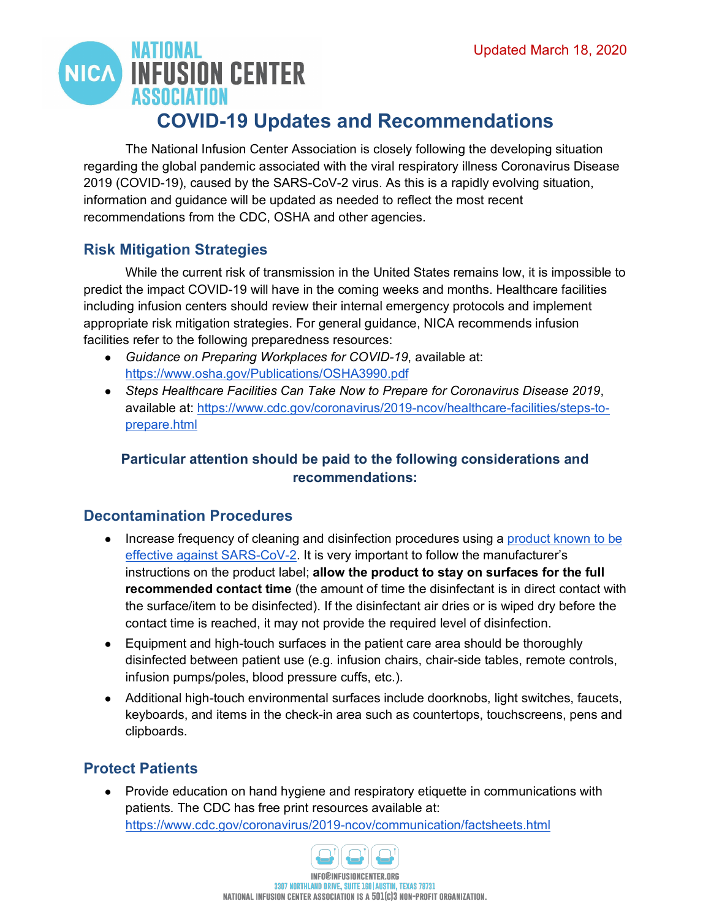Updated March 18, 2020

# COVID-19 Updates and Recommendations

The National Infusion Center Association is closely following the developing situation regarding the global pandemic associated with the viral respiratory illness Coronavirus Disease 2019 (COVID-19), caused by the SARS-CoV-2 virus. As this is a rapidly evolving situation, information and guidance will be updated as needed to reflect the most recent recommendations from the CDC, OSHA and other agencies.

## Risk Mitigation Strategies

While the current risk of transmission in the United States remains low, it is impossible to predict the impact COVID-19 will have in the coming weeks and months. Healthcare facilities including infusion centers should review their internal emergency protocols and implement appropriate risk mitigation strategies. For general guidance, NICA recommends infusion facilities refer to the following preparedness resources:

- *Guidance on Preparing Workplaces for COVID-19*, available at: https://www.osha.gov/Publications/OSHA3990.pdf
- *Steps Healthcare Facilities Can Take Now to Prepare for Coronavirus Disease 2019*, available at: https://www.cdc.gov/coronavirus/2019-ncov/healthcare-facilities/steps-to-prepare.html

**Particular attention should be paid to the following considerations and recommendations:**

## Decontamination Procedures

- Increase frequency of cleaning and disinfection procedures using a product known to be effective against SARS-CoV-2. It is very important to follow the manufacturer's instructions on the product label; **allow the product to stay on surfaces for the full recommended contact time** (the amount of time the disinfectant is in direct contact with the surface/item to be disinfected). If the disinfectant air dries or is wiped dry before the contact time is reached, it may not provide the required level of disinfection.
- Equipment and high-touch surfaces in the patient care area should be thoroughly disinfected between patient use (e.g. infusion chairs, chair-side tables, remote controls, infusion pumps/poles, blood pressure cuffs, etc.).
- Additional high-touch environmental surfaces include doorknobs, light switches, faucets, keyboards, and items in the check-in area such as countertops, touchscreens, pens and clipboards.

## Protect Patients

- Provide education on hand hygiene and respiratory etiquette in communications with patients. The CDC has free print resources available at: https://www.cdc.gov/coronavirus/2019-ncov/communication/factsheets.html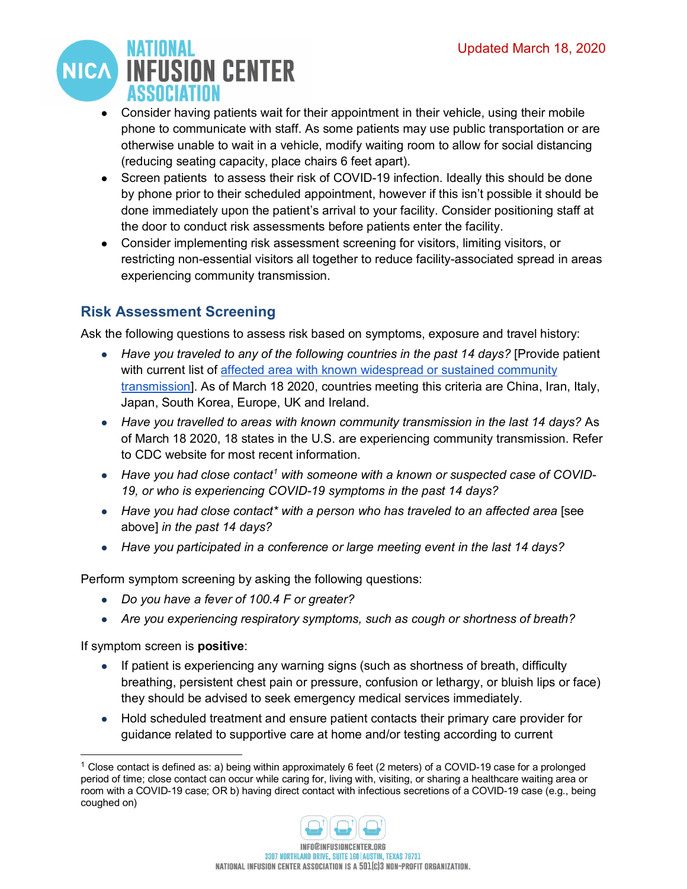- Consider having patients wait for their appointment in their vehicle, using their mobile phone to communicate with staff. As some patients may use public transportation or are otherwise unable to wait in a vehicle, modify waiting room to allow for social distancing (reducing seating capacity, place chairs 6 feet apart).
- Screen patients to assess their risk of COVID-19 infection. Ideally this should be done by phone prior to their scheduled appointment, however if this isn't possible it should be done immediately upon the patient's arrival to your facility. Consider positioning staff at the door to conduct risk assessments before patients enter the facility.
- Consider implementing risk assessment screening for visitors, limiting visitors, or restricting non-essential visitors all together to reduce facility-associated spread in areas experiencing community transmission.

## Risk Assessment Screening

Ask the following questions to assess risk based on symptoms, exposure and travel history:

- *Have you traveled to any of the following countries in the past 14 days?* [Provide patient with current list of affected area with known widespread or sustained community transmission]. As of March 18 2020, countries meeting this criteria are China, Iran, Italy, Japan, South Korea, Europe, UK and Ireland.
- *Have you travelled to areas with known community transmission in the last 14 days?* As of March 18 2020, 18 states in the U.S. are experiencing community transmission. Refer to CDC website for most recent information.
- *Have you had close contact[1] with someone with a known or suspected case of COVID-19, or who is experiencing COVID-19 symptoms in the past 14 days?*
- *Have you had close contact\* with a person who has traveled to an affected area* [see above] *in the past 14 days?*
- *Have you participated in a conference or large meeting event in the last 14 days?*

Perform symptom screening by asking the following questions:

- *Do you have a fever of 100.4 F or greater?*
- *Are you experiencing respiratory symptoms, such as cough or shortness of breath?*

If symptom screen is **positive**:

- If patient is experiencing any warning signs (such as shortness of breath, difficulty breathing, persistent chest pain or pressure, confusion or lethargy, or bluish lips or face) they should be advised to seek emergency medical services immediately.
- Hold scheduled treatment and ensure patient contacts their primary care provider for guidance related to supportive care at home and/or testing according to current

[1] Close contact is defined as: a) being within approximately 6 feet (2 meters) of a COVID-19 case for a prolonged period of time; close contact can occur while caring for, living with, visiting, or sharing a healthcare waiting area or room with a COVID-19 case; OR b) having direct contact with infectious secretions of a COVID-19 case (e.g., being coughed on)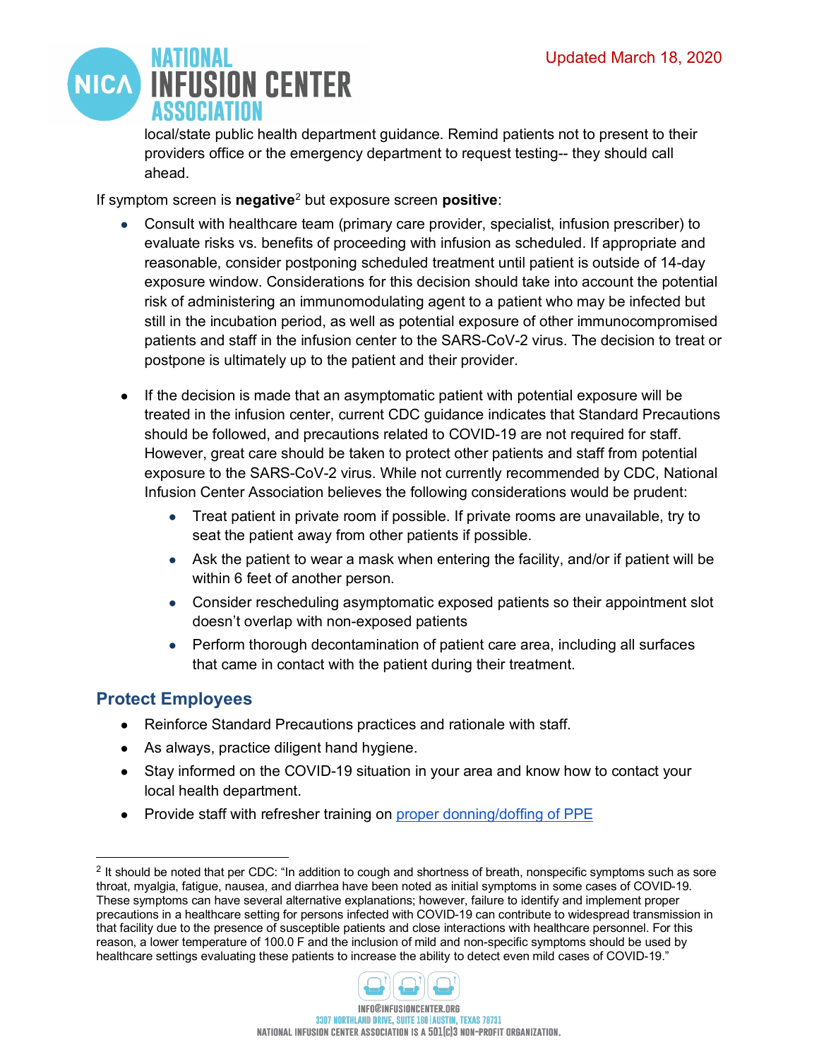local/state public health department guidance. Remind patients not to present to their providers office or the emergency department to request testing-- they should call ahead.

If symptom screen is **negative**[2] but exposure screen **positive**:

- Consult with healthcare team (primary care provider, specialist, infusion prescriber) to evaluate risks vs. benefits of proceeding with infusion as scheduled. If appropriate and reasonable, consider postponing scheduled treatment until patient is outside of 14-day exposure window. Considerations for this decision should take into account the potential risk of administering an immunomodulating agent to a patient who may be infected but still in the incubation period, as well as potential exposure of other immunocompromised patients and staff in the infusion center to the SARS-CoV-2 virus. The decision to treat or postpone is ultimately up to the patient and their provider.

- If the decision is made that an asymptomatic patient with potential exposure will be treated in the infusion center, current CDC guidance indicates that Standard Precautions should be followed, and precautions related to COVID-19 are not required for staff. However, great care should be taken to protect other patients and staff from potential exposure to the SARS-CoV-2 virus. While not currently recommended by CDC, National Infusion Center Association believes the following considerations would be prudent:
    - Treat patient in private room if possible. If private rooms are unavailable, try to seat the patient away from other patients if possible.
    - Ask the patient to wear a mask when entering the facility, and/or if patient will be within 6 feet of another person.
    - Consider rescheduling asymptomatic exposed patients so their appointment slot doesn't overlap with non-exposed patients
    - Perform thorough decontamination of patient care area, including all surfaces that came in contact with the patient during their treatment.

## Protect Employees

- Reinforce Standard Precautions practices and rationale with staff.
- As always, practice diligent hand hygiene.
- Stay informed on the COVID-19 situation in your area and know how to contact your local health department.
- Provide staff with refresher training on proper donning/doffing of PPE

[2] It should be noted that per CDC: "In addition to cough and shortness of breath, nonspecific symptoms such as sore throat, myalgia, fatigue, nausea, and diarrhea have been noted as initial symptoms in some cases of COVID-19. These symptoms can have several alternative explanations; however, failure to identify and implement proper precautions in a healthcare setting for persons infected with COVID-19 can contribute to widespread transmission in that facility due to the presence of susceptible patients and close interactions with healthcare personnel. For this reason, a lower temperature of 100.0 F and the inclusion of mild and non-specific symptoms should be used by healthcare settings evaluating these patients to increase the ability to detect even mild cases of COVID-19."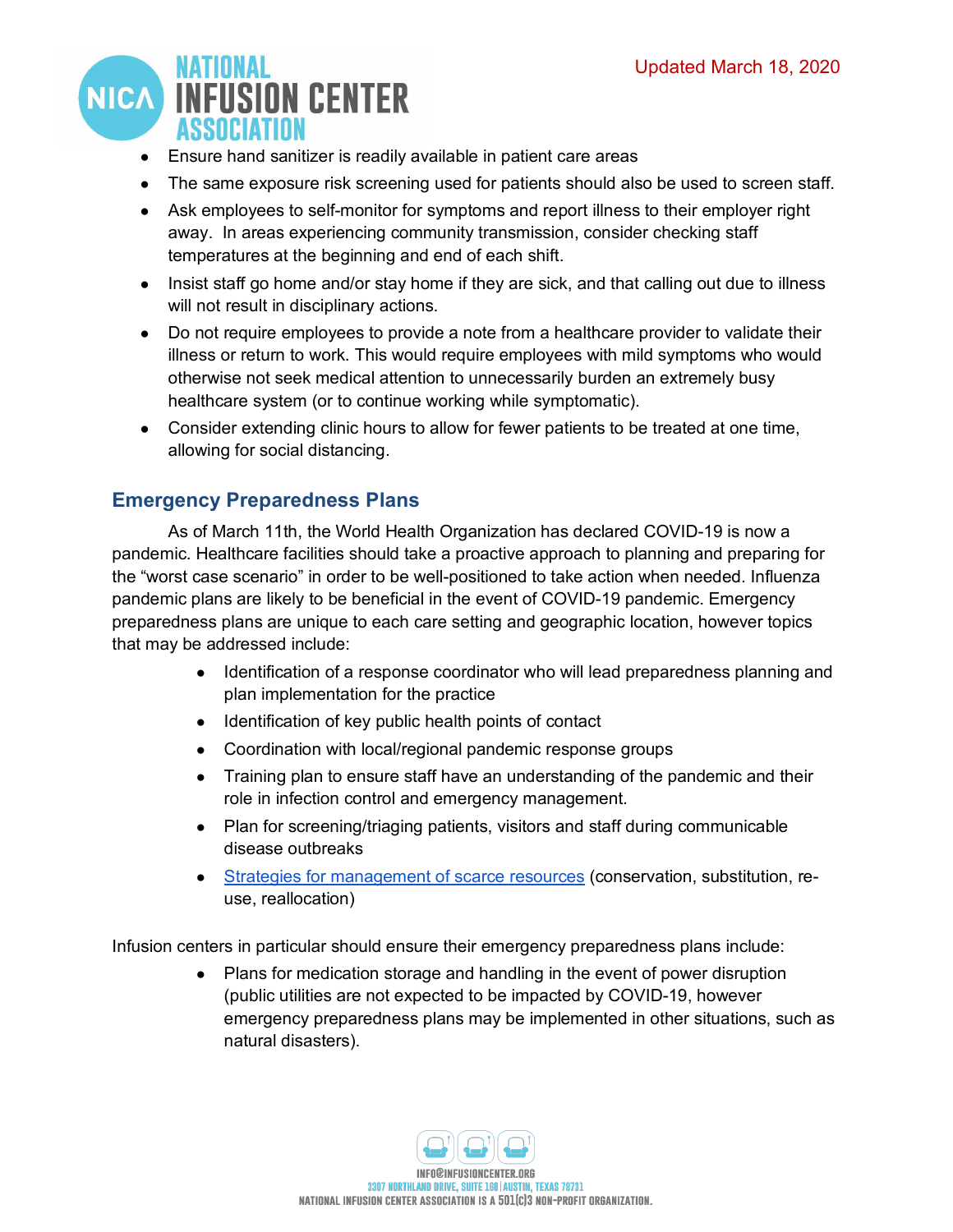- Ensure hand sanitizer is readily available in patient care areas
- The same exposure risk screening used for patients should also be used to screen staff.
- Ask employees to self-monitor for symptoms and report illness to their employer right away. In areas experiencing community transmission, consider checking staff temperatures at the beginning and end of each shift.
- Insist staff go home and/or stay home if they are sick, and that calling out due to illness will not result in disciplinary actions.
- Do not require employees to provide a note from a healthcare provider to validate their illness or return to work. This would require employees with mild symptoms who would otherwise not seek medical attention to unnecessarily burden an extremely busy healthcare system (or to continue working while symptomatic).
- Consider extending clinic hours to allow for fewer patients to be treated at one time, allowing for social distancing.

## Emergency Preparedness Plans

As of March 11th, the World Health Organization has declared COVID-19 is now a pandemic. Healthcare facilities should take a proactive approach to planning and preparing for the "worst case scenario" in order to be well-positioned to take action when needed. Influenza pandemic plans are likely to be beneficial in the event of COVID-19 pandemic. Emergency preparedness plans are unique to each care setting and geographic location, however topics that may be addressed include:

- Identification of a response coordinator who will lead preparedness planning and plan implementation for the practice
- Identification of key public health points of contact
- Coordination with local/regional pandemic response groups
- Training plan to ensure staff have an understanding of the pandemic and their role in infection control and emergency management.
- Plan for screening/triaging patients, visitors and staff during communicable disease outbreaks
- Strategies for management of scarce resources (conservation, substitution, re-use, reallocation)

Infusion centers in particular should ensure their emergency preparedness plans include:

- Plans for medication storage and handling in the event of power disruption (public utilities are not expected to be impacted by COVID-19, however emergency preparedness plans may be implemented in other situations, such as natural disasters).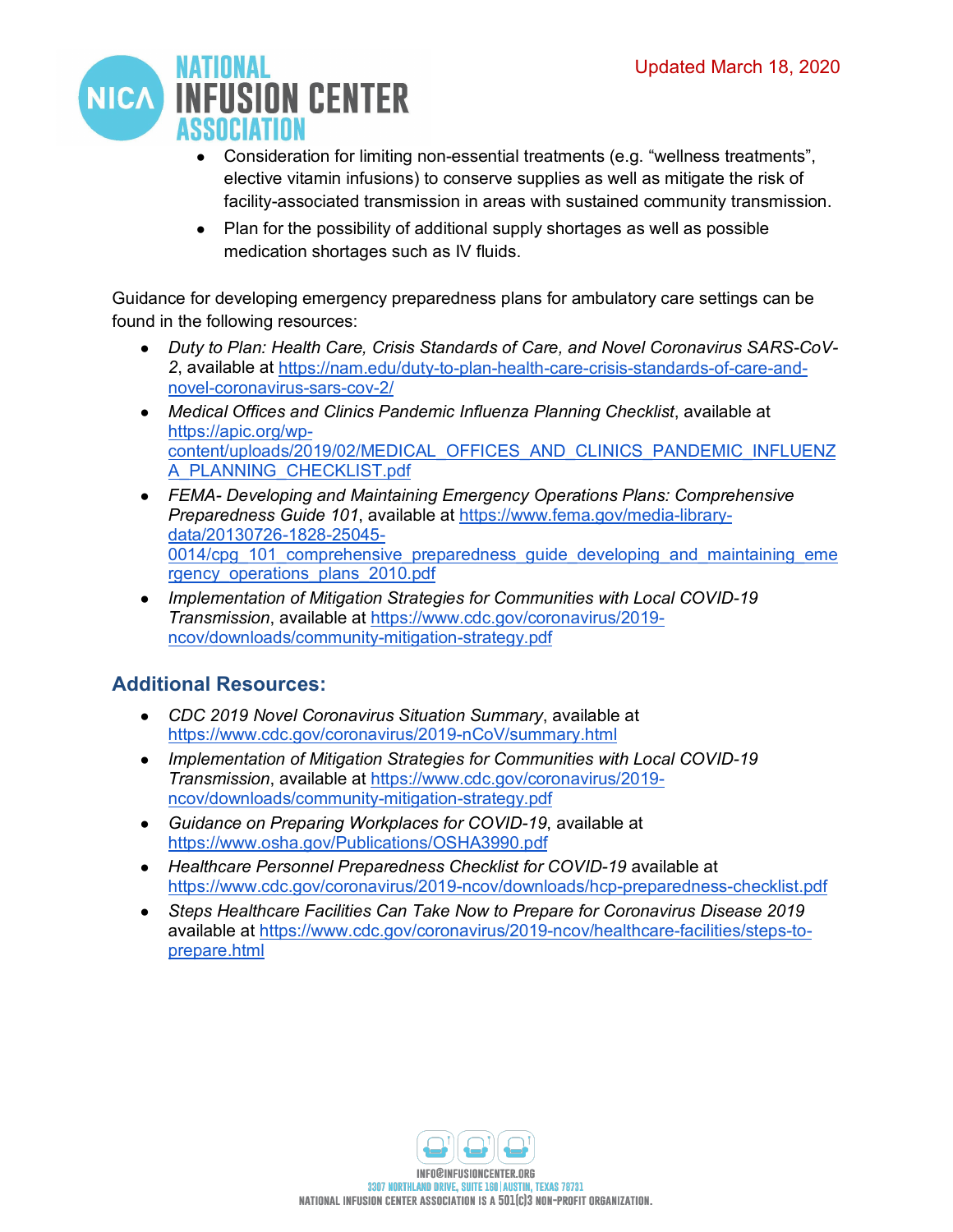- Consideration for limiting non-essential treatments (e.g. “wellness treatments”, elective vitamin infusions) to conserve supplies as well as mitigate the risk of facility-associated transmission in areas with sustained community transmission.
- Plan for the possibility of additional supply shortages as well as possible medication shortages such as IV fluids.

Guidance for developing emergency preparedness plans for ambulatory care settings can be found in the following resources:

- *Duty to Plan: Health Care, Crisis Standards of Care, and Novel Coronavirus SARS-CoV-2*, available at https://nam.edu/duty-to-plan-health-care-crisis-standards-of-care-and-novel-coronavirus-sars-cov-2/
- *Medical Offices and Clinics Pandemic Influenza Planning Checklist*, available at https://apic.org/wp-content/uploads/2019/02/MEDICAL_OFFICES_AND_CLINICS_PANDEMIC_INFLUENZA_PLANNING_CHECKLIST.pdf
- *FEMA- Developing and Maintaining Emergency Operations Plans: Comprehensive Preparedness Guide 101*, available at https://www.fema.gov/media-library-data/20130726-1828-25045-0014/cpg_101_comprehensive_preparedness_guide_developing_and_maintaining_emergency_operations_plans_2010.pdf
- *Implementation of Mitigation Strategies for Communities with Local COVID-19 Transmission*, available at https://www.cdc.gov/coronavirus/2019-ncov/downloads/community-mitigation-strategy.pdf

## Additional Resources:

- *CDC 2019 Novel Coronavirus Situation Summary*, available at https://www.cdc.gov/coronavirus/2019-nCoV/summary.html
- *Implementation of Mitigation Strategies for Communities with Local COVID-19 Transmission*, available at https://www.cdc.gov/coronavirus/2019-ncov/downloads/community-mitigation-strategy.pdf
- *Guidance on Preparing Workplaces for COVID-19*, available at https://www.osha.gov/Publications/OSHA3990.pdf
- *Healthcare Personnel Preparedness Checklist for COVID-19* available at https://www.cdc.gov/coronavirus/2019-ncov/downloads/hcp-preparedness-checklist.pdf
- *Steps Healthcare Facilities Can Take Now to Prepare for Coronavirus Disease 2019* available at https://www.cdc.gov/coronavirus/2019-ncov/healthcare-facilities/steps-to-prepare.html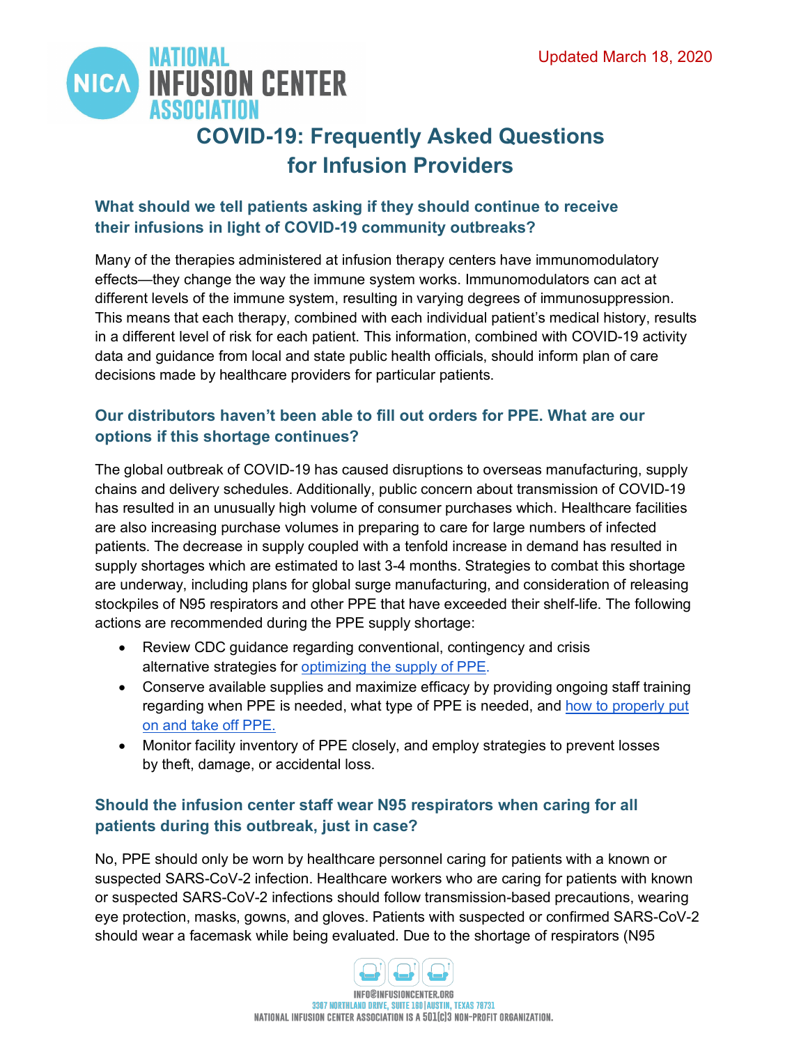Updated March 18, 2020

# COVID-19: Frequently Asked Questions for Infusion Providers

### What should we tell patients asking if they should continue to receive their infusions in light of COVID-19 community outbreaks?

Many of the therapies administered at infusion therapy centers have immunomodulatory effects—they change the way the immune system works. Immunomodulators can act at different levels of the immune system, resulting in varying degrees of immunosuppression. This means that each therapy, combined with each individual patient's medical history, results in a different level of risk for each patient. This information, combined with COVID-19 activity data and guidance from local and state public health officials, should inform plan of care decisions made by healthcare providers for particular patients.

### Our distributors haven't been able to fill out orders for PPE. What are our options if this shortage continues?

The global outbreak of COVID-19 has caused disruptions to overseas manufacturing, supply chains and delivery schedules. Additionally, public concern about transmission of COVID-19 has resulted in an unusually high volume of consumer purchases which. Healthcare facilities are also increasing purchase volumes in preparing to care for large numbers of infected patients. The decrease in supply coupled with a tenfold increase in demand has resulted in supply shortages which are estimated to last 3-4 months. Strategies to combat this shortage are underway, including plans for global surge manufacturing, and consideration of releasing stockpiles of N95 respirators and other PPE that have exceeded their shelf-life. The following actions are recommended during the PPE supply shortage:

- Review CDC guidance regarding conventional, contingency and crisis alternative strategies for optimizing the supply of PPE.
- Conserve available supplies and maximize efficacy by providing ongoing staff training regarding when PPE is needed, what type of PPE is needed, and how to properly put on and take off PPE.
- Monitor facility inventory of PPE closely, and employ strategies to prevent losses by theft, damage, or accidental loss.

### Should the infusion center staff wear N95 respirators when caring for all patients during this outbreak, just in case?

No, PPE should only be worn by healthcare personnel caring for patients with a known or suspected SARS-CoV-2 infection. Healthcare workers who are caring for patients with known or suspected SARS-CoV-2 infections should follow transmission-based precautions, wearing eye protection, masks, gowns, and gloves. Patients with suspected or confirmed SARS-CoV-2 should wear a facemask while being evaluated. Due to the shortage of respirators (N95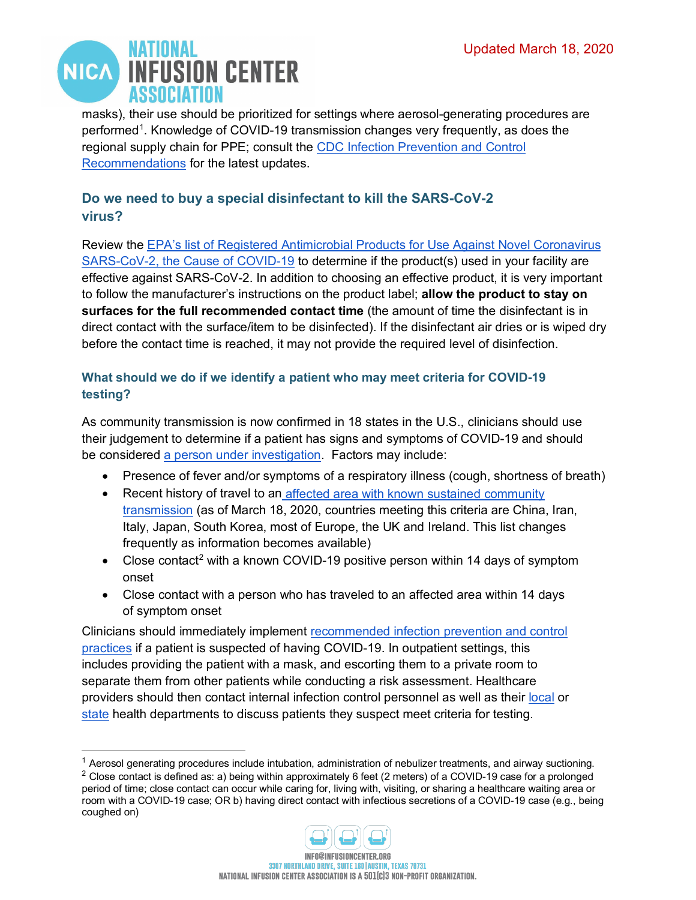masks), their use should be prioritized for settings where aerosol-generating procedures are performed[1]. Knowledge of COVID-19 transmission changes very frequently, as does the regional supply chain for PPE; consult the CDC Infection Prevention and Control Recommendations for the latest updates.

### Do we need to buy a special disinfectant to kill the SARS-CoV-2 virus?

Review the EPA's list of Registered Antimicrobial Products for Use Against Novel Coronavirus SARS-CoV-2, the Cause of COVID-19 to determine if the product(s) used in your facility are effective against SARS-CoV-2. In addition to choosing an effective product, it is very important to follow the manufacturer's instructions on the product label; **allow the product to stay on surfaces for the full recommended contact time** (the amount of time the disinfectant is in direct contact with the surface/item to be disinfected). If the disinfectant air dries or is wiped dry before the contact time is reached, it may not provide the required level of disinfection.

### What should we do if we identify a patient who may meet criteria for COVID-19 testing?

As community transmission is now confirmed in 18 states in the U.S., clinicians should use their judgement to determine if a patient has signs and symptoms of COVID-19 and should be considered a person under investigation. Factors may include:

- Presence of fever and/or symptoms of a respiratory illness (cough, shortness of breath)
- Recent history of travel to an affected area with known sustained community transmission (as of March 18, 2020, countries meeting this criteria are China, Iran, Italy, Japan, South Korea, most of Europe, the UK and Ireland. This list changes frequently as information becomes available)
- Close contact[2] with a known COVID-19 positive person within 14 days of symptom onset
- Close contact with a person who has traveled to an affected area within 14 days of symptom onset

Clinicians should immediately implement recommended infection prevention and control practices if a patient is suspected of having COVID-19. In outpatient settings, this includes providing the patient with a mask, and escorting them to a private room to separate them from other patients while conducting a risk assessment. Healthcare providers should then contact internal infection control personnel as well as their local or state health departments to discuss patients they suspect meet criteria for testing.

---

[1] Aerosol generating procedures include intubation, administration of nebulizer treatments, and airway suctioning.

[2] Close contact is defined as: a) being within approximately 6 feet (2 meters) of a COVID-19 case for a prolonged period of time; close contact can occur while caring for, living with, visiting, or sharing a healthcare waiting area or room with a COVID-19 case; OR b) having direct contact with infectious secretions of a COVID-19 case (e.g., being coughed on)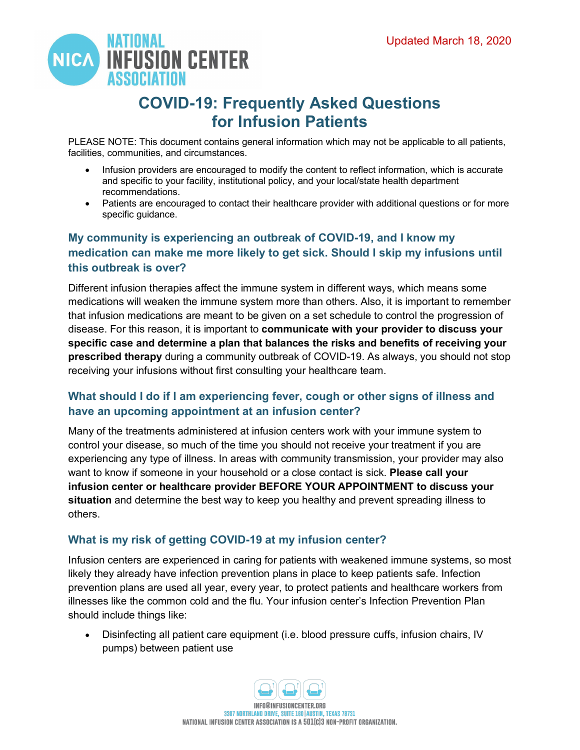Updated March 18, 2020

# COVID-19: Frequently Asked Questions for Infusion Patients

PLEASE NOTE: This document contains general information which may not be applicable to all patients, facilities, communities, and circumstances.

- Infusion providers are encouraged to modify the content to reflect information, which is accurate and specific to your facility, institutional policy, and your local/state health department recommendations.
- Patients are encouraged to contact their healthcare provider with additional questions or for more specific guidance.

### My community is experiencing an outbreak of COVID-19, and I know my medication can make me more likely to get sick. Should I skip my infusions until this outbreak is over?

Different infusion therapies affect the immune system in different ways, which means some medications will weaken the immune system more than others. Also, it is important to remember that infusion medications are meant to be given on a set schedule to control the progression of disease. For this reason, it is important to **communicate with your provider to discuss your specific case and determine a plan that balances the risks and benefits of receiving your prescribed therapy** during a community outbreak of COVID-19. As always, you should not stop receiving your infusions without first consulting your healthcare team.

### What should I do if I am experiencing fever, cough or other signs of illness and have an upcoming appointment at an infusion center?

Many of the treatments administered at infusion centers work with your immune system to control your disease, so much of the time you should not receive your treatment if you are experiencing any type of illness. In areas with community transmission, your provider may also want to know if someone in your household or a close contact is sick. **Please call your infusion center or healthcare provider BEFORE YOUR APPOINTMENT to discuss your situation** and determine the best way to keep you healthy and prevent spreading illness to others.

### What is my risk of getting COVID-19 at my infusion center?

Infusion centers are experienced in caring for patients with weakened immune systems, so most likely they already have infection prevention plans in place to keep patients safe. Infection prevention plans are used all year, every year, to protect patients and healthcare workers from illnesses like the common cold and the flu. Your infusion center's Infection Prevention Plan should include things like:

- Disinfecting all patient care equipment (i.e. blood pressure cuffs, infusion chairs, IV pumps) between patient use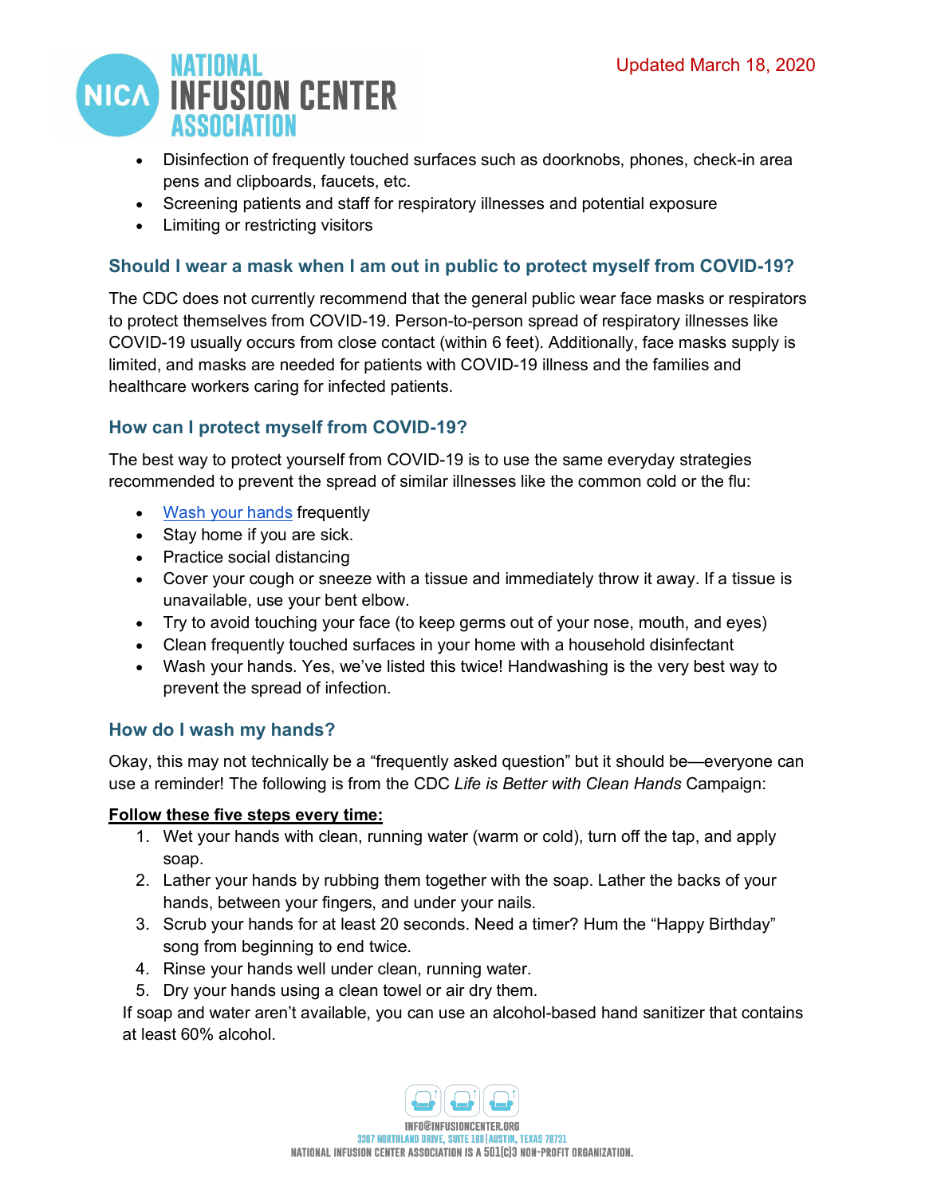- Disinfection of frequently touched surfaces such as doorknobs, phones, check-in area pens and clipboards, faucets, etc.
- Screening patients and staff for respiratory illnesses and potential exposure
- Limiting or restricting visitors

### Should I wear a mask when I am out in public to protect myself from COVID-19?

The CDC does not currently recommend that the general public wear face masks or respirators to protect themselves from COVID-19. Person-to-person spread of respiratory illnesses like COVID-19 usually occurs from close contact (within 6 feet). Additionally, face masks supply is limited, and masks are needed for patients with COVID-19 illness and the families and healthcare workers caring for infected patients.

### How can I protect myself from COVID-19?

The best way to protect yourself from COVID-19 is to use the same everyday strategies recommended to prevent the spread of similar illnesses like the common cold or the flu:

- Wash your hands frequently
- Stay home if you are sick.
- Practice social distancing
- Cover your cough or sneeze with a tissue and immediately throw it away. If a tissue is unavailable, use your bent elbow.
- Try to avoid touching your face (to keep germs out of your nose, mouth, and eyes)
- Clean frequently touched surfaces in your home with a household disinfectant
- Wash your hands. Yes, we've listed this twice! Handwashing is the very best way to prevent the spread of infection.

### How do I wash my hands?

Okay, this may not technically be a "frequently asked question" but it should be—everyone can use a reminder! The following is from the CDC *Life is Better with Clean Hands* Campaign:

**Follow these five steps every time:**

1. Wet your hands with clean, running water (warm or cold), turn off the tap, and apply soap.
2. Lather your hands by rubbing them together with the soap. Lather the backs of your hands, between your fingers, and under your nails.
3. Scrub your hands for at least 20 seconds. Need a timer? Hum the "Happy Birthday" song from beginning to end twice.
4. Rinse your hands well under clean, running water.
5. Dry your hands using a clean towel or air dry them.

If soap and water aren't available, you can use an alcohol-based hand sanitizer that contains at least 60% alcohol.